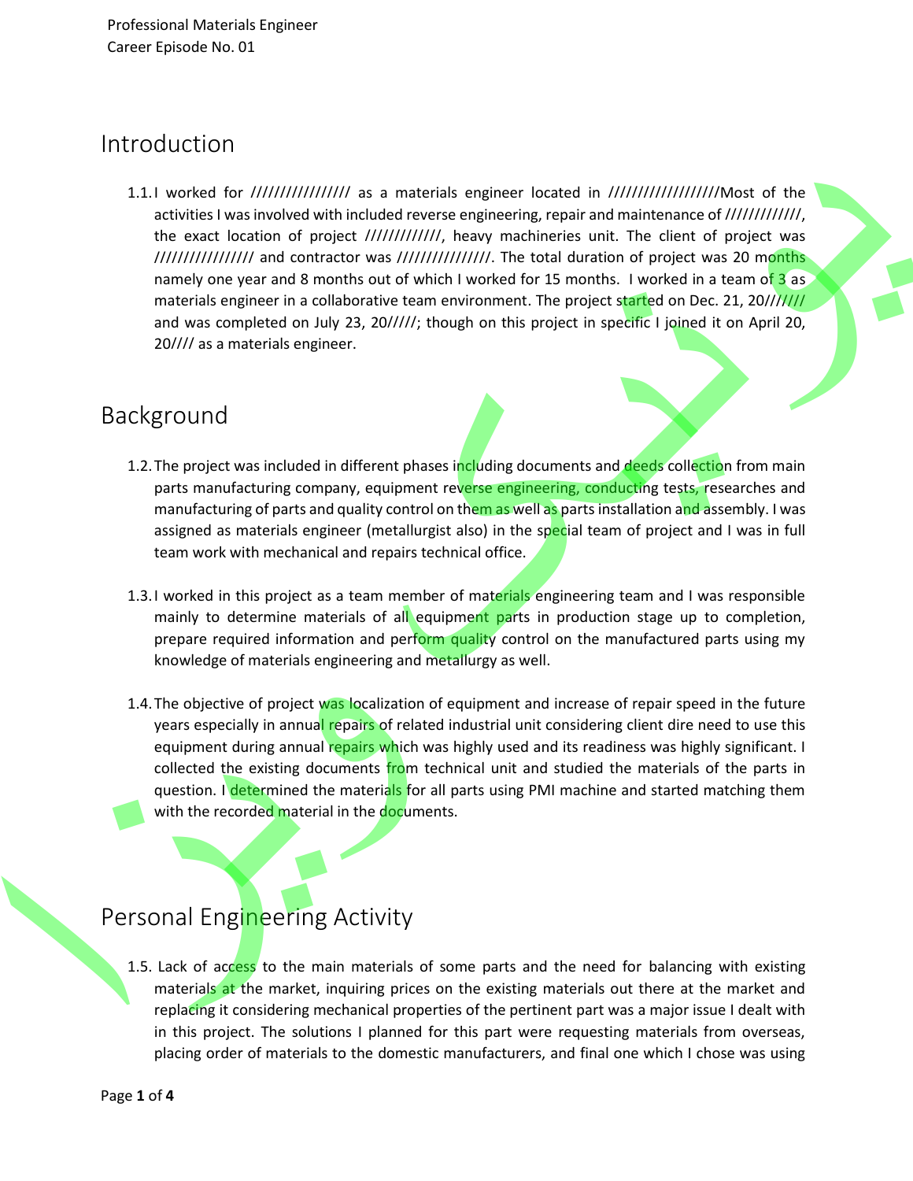Professional Materials Engineer
Career Episode No. 01

# Introduction

1.1. I worked for //////////////// as a materials engineer located in //////////////////Most of the activities I was involved with included reverse engineering, repair and maintenance of ////////////, the exact location of project ////////////, heavy machineries unit. The client of project was //////////////// and contractor was ///////////////. The total duration of project was 20 months namely one year and 8 months out of which I worked for 15 months. I worked in a team of 3 as materials engineer in a collaborative team environment. The project started on Dec. 21, 20////// and was completed on July 23, 20/////; though on this project in specific I joined it on April 20, 20//// as a materials engineer.

# Background

1.2. The project was included in different phases including documents and deeds collection from main parts manufacturing company, equipment reverse engineering, conducting tests, researches and manufacturing of parts and quality control on them as well as parts installation and assembly. I was assigned as materials engineer (metallurgist also) in the special team of project and I was in full team work with mechanical and repairs technical office.

1.3. I worked in this project as a team member of materials engineering team and I was responsible mainly to determine materials of all equipment parts in production stage up to completion, prepare required information and perform quality control on the manufactured parts using my knowledge of materials engineering and metallurgy as well.

1.4. The objective of project was localization of equipment and increase of repair speed in the future years especially in annual repairs of related industrial unit considering client dire need to use this equipment during annual repairs which was highly used and its readiness was highly significant. I collected the existing documents from technical unit and studied the materials of the parts in question. I determined the materials for all parts using PMI machine and started matching them with the recorded material in the documents.

# Personal Engineering Activity

1.5. Lack of access to the main materials of some parts and the need for balancing with existing materials at the market, inquiring prices on the existing materials out there at the market and replacing it considering mechanical properties of the pertinent part was a major issue I dealt with in this project. The solutions I planned for this part were requesting materials from overseas, placing order of materials to the domestic manufacturers, and final one which I chose was using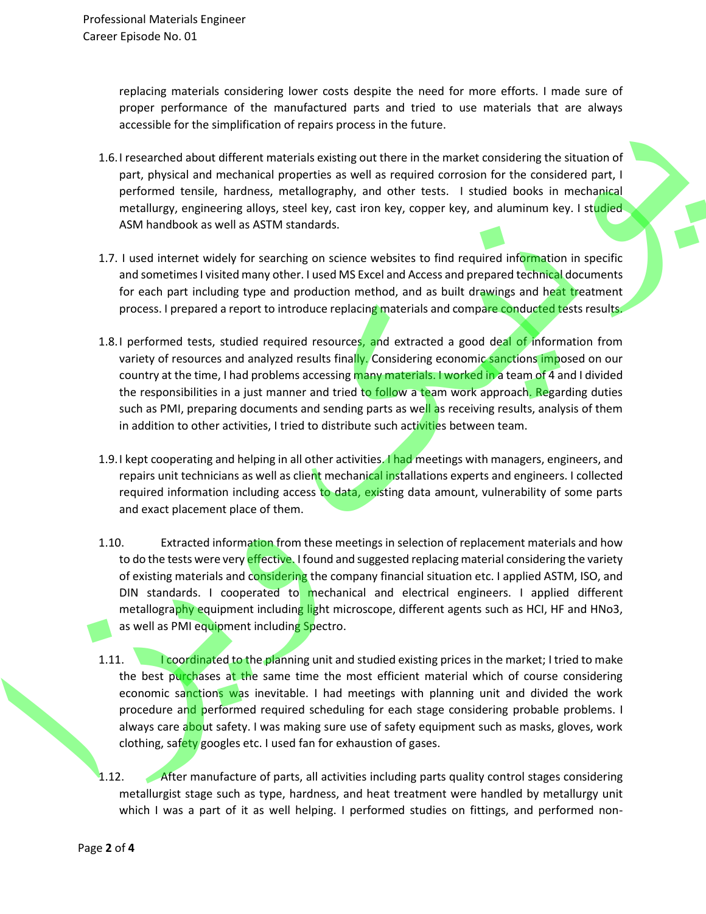replacing materials considering lower costs despite the need for more efforts. I made sure of proper performance of the manufactured parts and tried to use materials that are always accessible for the simplification of repairs process in the future.

1.6. I researched about different materials existing out there in the market considering the situation of part, physical and mechanical properties as well as required corrosion for the considered part, I performed tensile, hardness, metallography, and other tests. I studied books in mechanical metallurgy, engineering alloys, steel key, cast iron key, copper key, and aluminum key. I studied ASM handbook as well as ASTM standards.

1.7. I used internet widely for searching on science websites to find required information in specific and sometimes I visited many other. I used MS Excel and Access and prepared technical documents for each part including type and production method, and as built drawings and heat treatment process. I prepared a report to introduce replacing materials and compare conducted tests results.

1.8. I performed tests, studied required resources, and extracted a good deal of information from variety of resources and analyzed results finally. Considering economic sanctions imposed on our country at the time, I had problems accessing many materials. I worked in a team of 4 and I divided the responsibilities in a just manner and tried to follow a team work approach. Regarding duties such as PMI, preparing documents and sending parts as well as receiving results, analysis of them in addition to other activities, I tried to distribute such activities between team.

1.9. I kept cooperating and helping in all other activities. I had meetings with managers, engineers, and repairs unit technicians as well as client mechanical installations experts and engineers. I collected required information including access to data, existing data amount, vulnerability of some parts and exact placement place of them.

1.10. Extracted information from these meetings in selection of replacement materials and how to do the tests were very effective. I found and suggested replacing material considering the variety of existing materials and considering the company financial situation etc. I applied ASTM, ISO, and DIN standards. I cooperated to mechanical and electrical engineers. I applied different metallography equipment including light microscope, different agents such as HCl, HF and HNo3, as well as PMI equipment including Spectro.

1.11. I coordinated to the planning unit and studied existing prices in the market; I tried to make the best purchases at the same time the most efficient material which of course considering economic sanctions was inevitable. I had meetings with planning unit and divided the work procedure and performed required scheduling for each stage considering probable problems. I always care about safety. I was making sure use of safety equipment such as masks, gloves, work clothing, safety googles etc. I used fan for exhaustion of gases.

1.12. After manufacture of parts, all activities including parts quality control stages considering metallurgist stage such as type, hardness, and heat treatment were handled by metallurgy unit which I was a part of it as well helping. I performed studies on fittings, and performed non-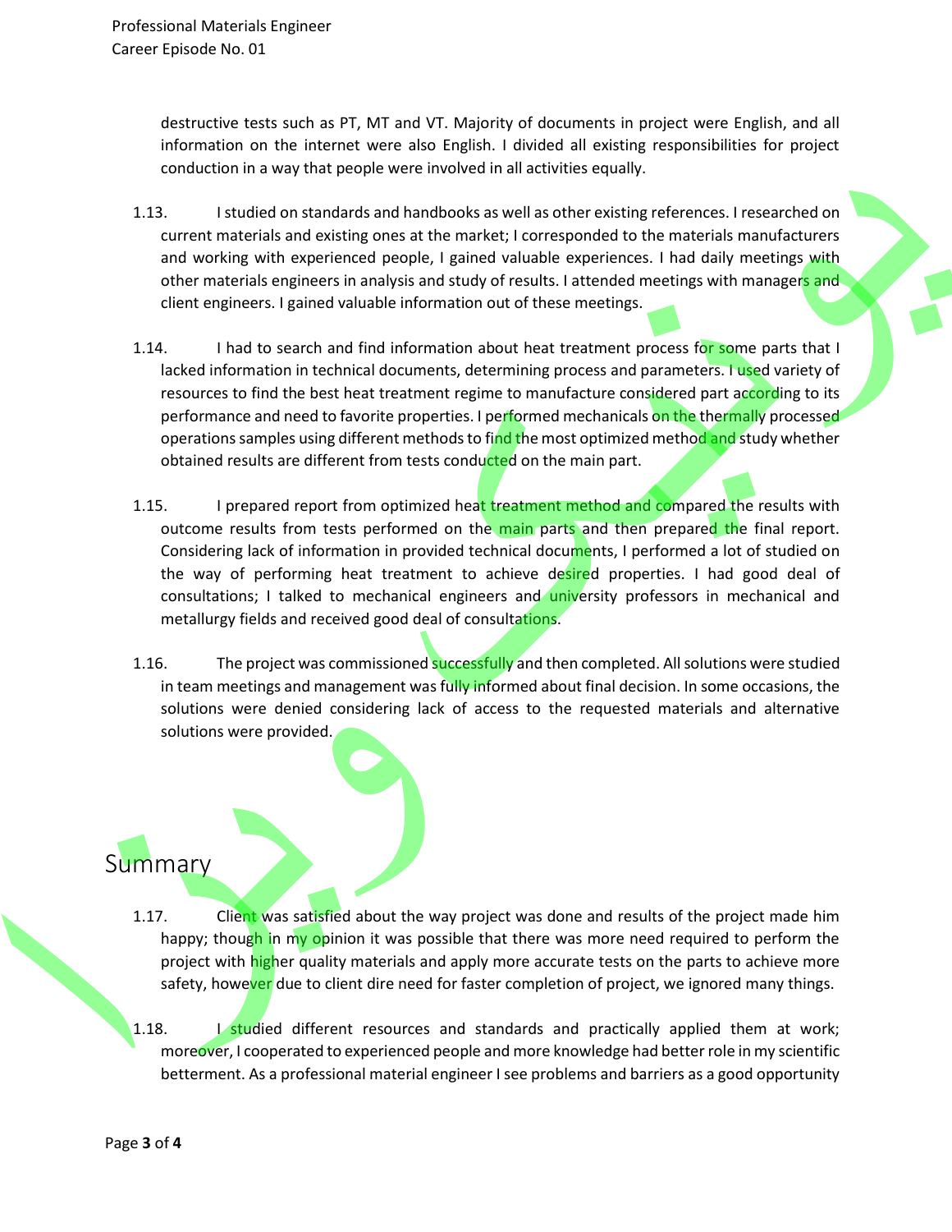destructive tests such as PT, MT and VT. Majority of documents in project were English, and all information on the internet were also English. I divided all existing responsibilities for project conduction in a way that people were involved in all activities equally.

1.13. I studied on standards and handbooks as well as other existing references. I researched on current materials and existing ones at the market; I corresponded to the materials manufacturers and working with experienced people, I gained valuable experiences. I had daily meetings with other materials engineers in analysis and study of results. I attended meetings with managers and client engineers. I gained valuable information out of these meetings.

1.14. I had to search and find information about heat treatment process for some parts that I lacked information in technical documents, determining process and parameters. I used variety of resources to find the best heat treatment regime to manufacture considered part according to its performance and need to favorite properties. I performed mechanicals on the thermally processed operations samples using different methods to find the most optimized method and study whether obtained results are different from tests conducted on the main part.

1.15. I prepared report from optimized heat treatment method and compared the results with outcome results from tests performed on the main parts and then prepared the final report. Considering lack of information in provided technical documents, I performed a lot of studied on the way of performing heat treatment to achieve desired properties. I had good deal of consultations; I talked to mechanical engineers and university professors in mechanical and metallurgy fields and received good deal of consultations.

1.16. The project was commissioned successfully and then completed. All solutions were studied in team meetings and management was fully informed about final decision. In some occasions, the solutions were denied considering lack of access to the requested materials and alternative solutions were provided.

## Summary

1.17. Client was satisfied about the way project was done and results of the project made him happy; though in my opinion it was possible that there was more need required to perform the project with higher quality materials and apply more accurate tests on the parts to achieve more safety, however due to client dire need for faster completion of project, we ignored many things.

1.18. I studied different resources and standards and practically applied them at work; moreover, I cooperated to experienced people and more knowledge had better role in my scientific betterment. As a professional material engineer I see problems and barriers as a good opportunity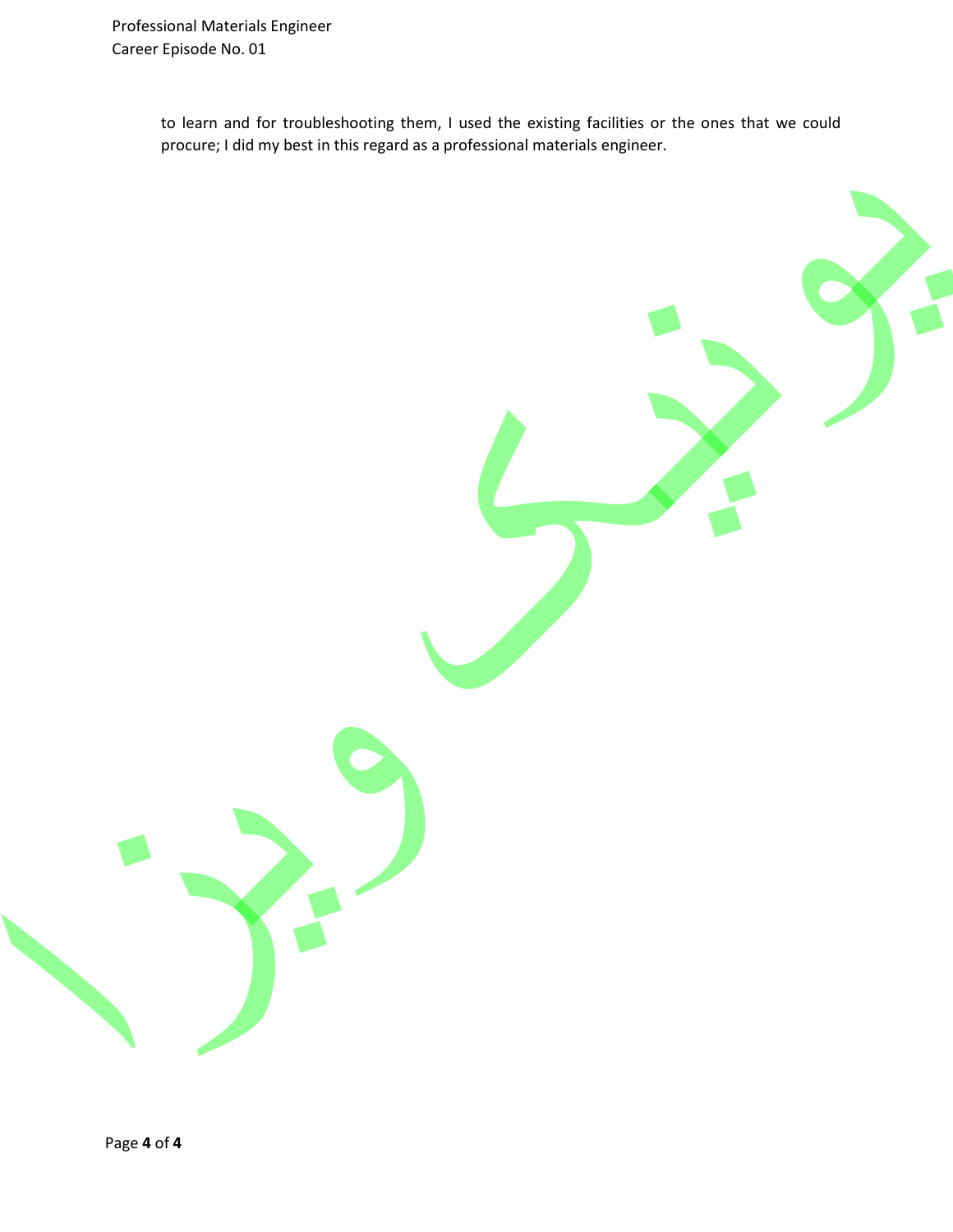to learn and for troubleshooting them, I used the existing facilities or the ones that we could procure; I did my best in this regard as a professional materials engineer.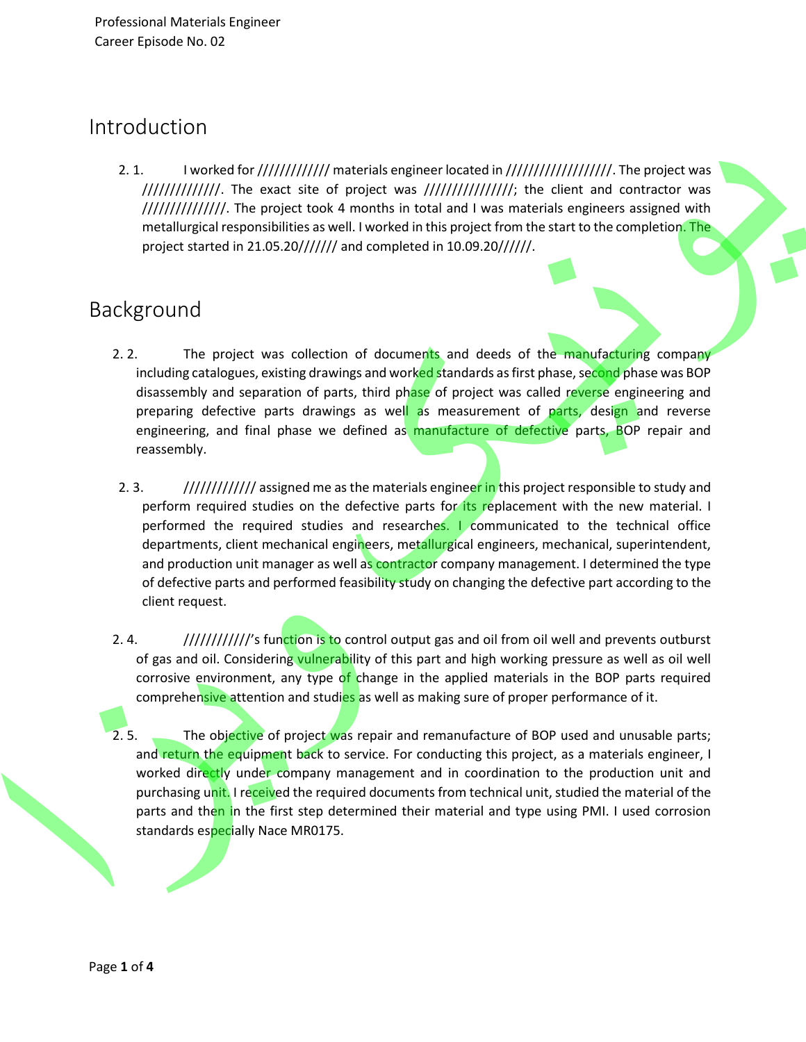Professional Materials Engineer
Career Episode No. 02

# Introduction

2. 1. I worked for ///////////// materials engineer located in //////////////////. The project was /////////////. The exact site of project was ///////////////; the client and contractor was //////////////. The project took 4 months in total and I was materials engineers assigned with metallurgical responsibilities as well. I worked in this project from the start to the completion. The project started in 21.05.20/////// and completed in 10.09.20//////.

# Background

2. 2. The project was collection of documents and deeds of the manufacturing company including catalogues, existing drawings and worked standards as first phase, second phase was BOP disassembly and separation of parts, third phase of project was called reverse engineering and preparing defective parts drawings as well as measurement of parts, design and reverse engineering, and final phase we defined as manufacture of defective parts, BOP repair and reassembly.

2. 3. ///////////// assigned me as the materials engineer in this project responsible to study and perform required studies on the defective parts for its replacement with the new material. I performed the required studies and researches. I communicated to the technical office departments, client mechanical engineers, metallurgical engineers, mechanical, superintendent, and production unit manager as well as contractor company management. I determined the type of defective parts and performed feasibility study on changing the defective part according to the client request.

2. 4. ////////////'s function is to control output gas and oil from oil well and prevents outburst of gas and oil. Considering vulnerability of this part and high working pressure as well as oil well corrosive environment, any type of change in the applied materials in the BOP parts required comprehensive attention and studies as well as making sure of proper performance of it.

2. 5. The objective of project was repair and remanufacture of BOP used and unusable parts; and return the equipment back to service. For conducting this project, as a materials engineer, I worked directly under company management and in coordination to the production unit and purchasing unit. I received the required documents from technical unit, studied the material of the parts and then in the first step determined their material and type using PMI. I used corrosion standards especially Nace MR0175.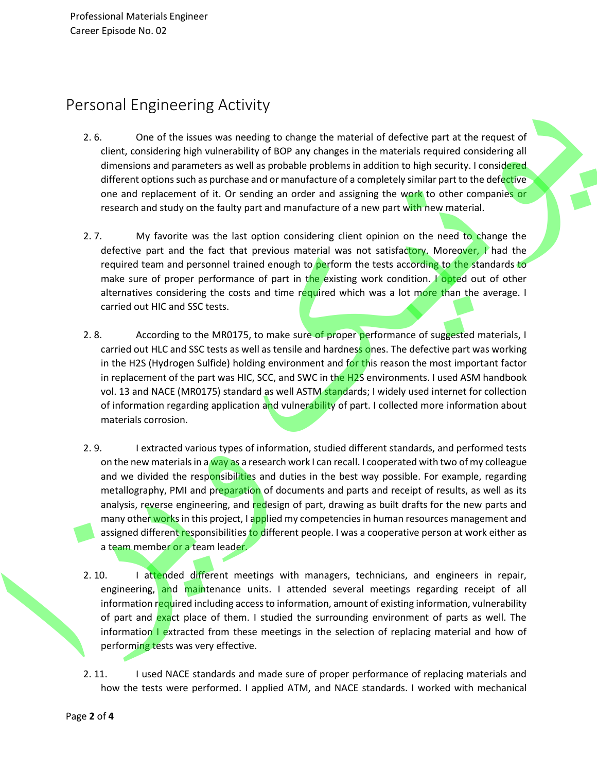# Personal Engineering Activity

2. 6. One of the issues was needing to change the material of defective part at the request of client, considering high vulnerability of BOP any changes in the materials required considering all dimensions and parameters as well as probable problems in addition to high security. I considered different options such as purchase and or manufacture of a completely similar part to the defective one and replacement of it. Or sending an order and assigning the work to other companies or research and study on the faulty part and manufacture of a new part with new material.

2. 7. My favorite was the last option considering client opinion on the need to change the defective part and the fact that previous material was not satisfactory. Moreover, I had the required team and personnel trained enough to perform the tests according to the standards to make sure of proper performance of part in the existing work condition. I opted out of other alternatives considering the costs and time required which was a lot more than the average. I carried out HIC and SSC tests.

2. 8. According to the MR0175, to make sure of proper performance of suggested materials, I carried out HLC and SSC tests as well as tensile and hardness ones. The defective part was working in the $H_2S$ (Hydrogen Sulfide) holding environment and for this reason the most important factor in replacement of the part was HIC, SCC, and SWC in the $H_2S$ environments. I used ASM handbook vol. 13 and NACE (MR0175) standard as well ASTM standards; I widely used internet for collection of information regarding application and vulnerability of part. I collected more information about materials corrosion.

2. 9. I extracted various types of information, studied different standards, and performed tests on the new materials in a way as a research work I can recall. I cooperated with two of my colleague and we divided the responsibilities and duties in the best way possible. For example, regarding metallography, PMI and preparation of documents and parts and receipt of results, as well as its analysis, reverse engineering, and redesign of part, drawing as built drafts for the new parts and many other works in this project, I applied my competencies in human resources management and assigned different responsibilities to different people. I was a cooperative person at work either as a team member or a team leader.

2. 10. I attended different meetings with managers, technicians, and engineers in repair, engineering, and maintenance units. I attended several meetings regarding receipt of all information required including access to information, amount of existing information, vulnerability of part and exact place of them. I studied the surrounding environment of parts as well. The information I extracted from these meetings in the selection of replacing material and how of performing tests was very effective.

2. 11. I used NACE standards and made sure of proper performance of replacing materials and how the tests were performed. I applied ATM, and NACE standards. I worked with mechanical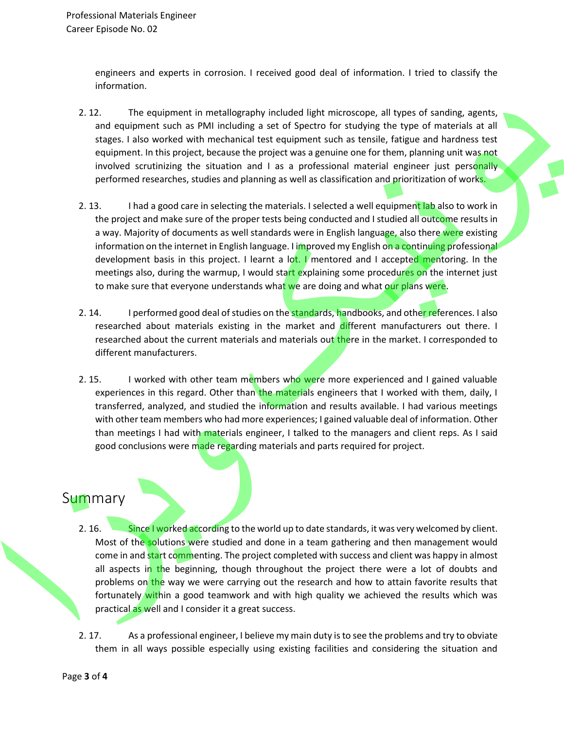engineers and experts in corrosion. I received good deal of information. I tried to classify the information.

2. 12. The equipment in metallography included light microscope, all types of sanding, agents, and equipment such as PMI including a set of Spectro for studying the type of materials at all stages. I also worked with mechanical test equipment such as tensile, fatigue and hardness test equipment. In this project, because the project was a genuine one for them, planning unit was not involved scrutinizing the situation and I as a professional material engineer just personally performed researches, studies and planning as well as classification and prioritization of works.

2. 13. I had a good care in selecting the materials. I selected a well equipment lab also to work in the project and make sure of the proper tests being conducted and I studied all outcome results in a way. Majority of documents as well standards were in English language, also there were existing information on the internet in English language. I improved my English on a continuing professional development basis in this project. I learnt a lot. I mentored and I accepted mentoring. In the meetings also, during the warmup, I would start explaining some procedures on the internet just to make sure that everyone understands what we are doing and what our plans were.

2. 14. I performed good deal of studies on the standards, handbooks, and other references. I also researched about materials existing in the market and different manufacturers out there. I researched about the current materials and materials out there in the market. I corresponded to different manufacturers.

2. 15. I worked with other team members who were more experienced and I gained valuable experiences in this regard. Other than the materials engineers that I worked with them, daily, I transferred, analyzed, and studied the information and results available. I had various meetings with other team members who had more experiences; I gained valuable deal of information. Other than meetings I had with materials engineer, I talked to the managers and client reps. As I said good conclusions were made regarding materials and parts required for project.

## Summary

2. 16. Since I worked according to the world up to date standards, it was very welcomed by client. Most of the solutions were studied and done in a team gathering and then management would come in and start commenting. The project completed with success and client was happy in almost all aspects in the beginning, though throughout the project there were a lot of doubts and problems on the way we were carrying out the research and how to attain favorite results that fortunately within a good teamwork and with high quality we achieved the results which was practical as well and I consider it a great success.

2. 17. As a professional engineer, I believe my main duty is to see the problems and try to obviate them in all ways possible especially using existing facilities and considering the situation and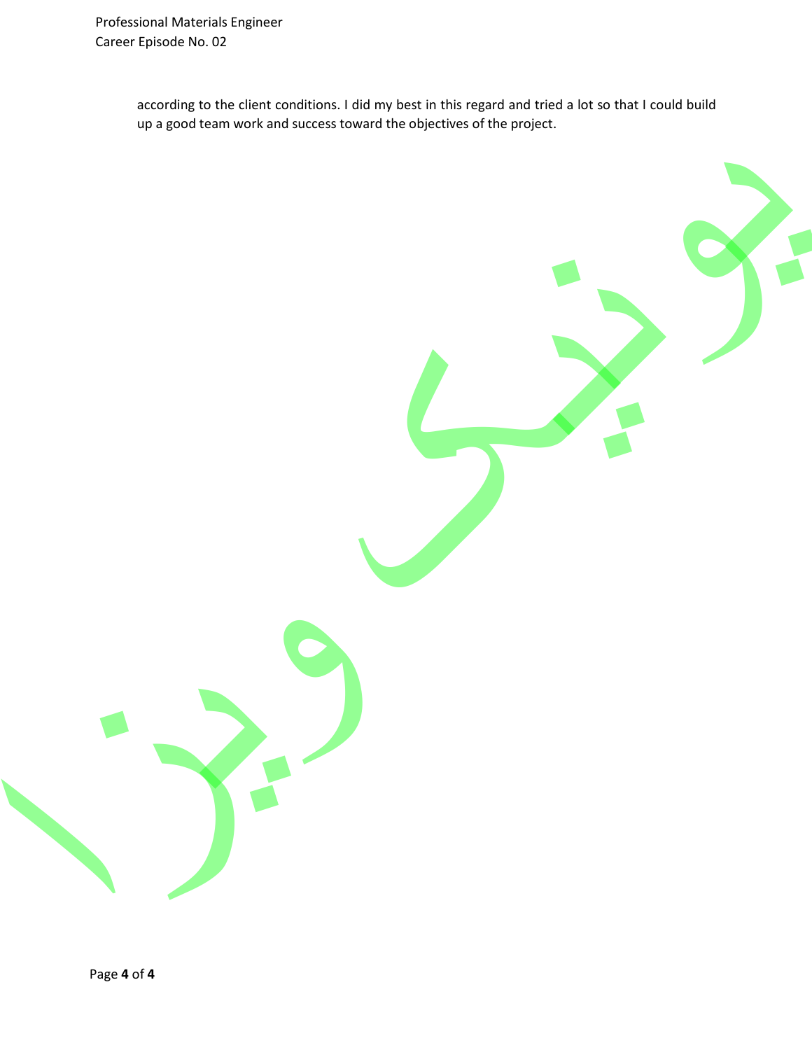according to the client conditions. I did my best in this regard and tried a lot so that I could build up a good team work and success toward the objectives of the project.